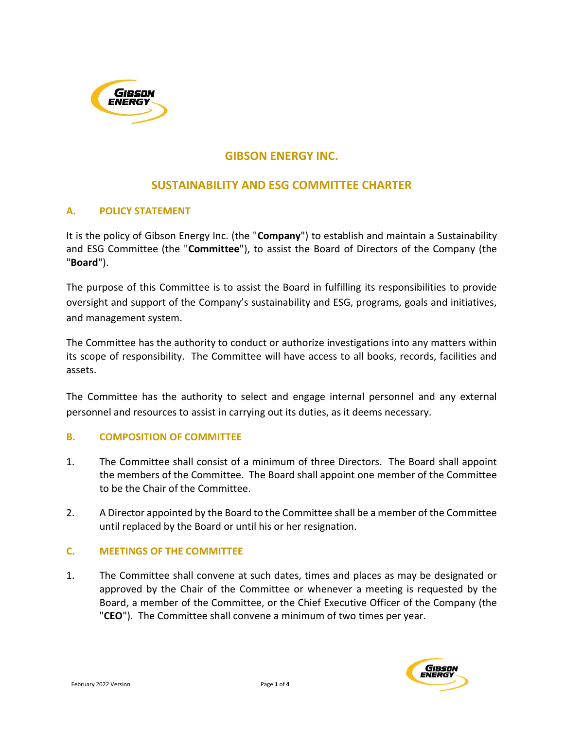# GIBSON ENERGY INC.

## SUSTAINABILITY AND ESG COMMITTEE CHARTER

### A. POLICY STATEMENT

It is the policy of Gibson Energy Inc. (the "**Company**") to establish and maintain a Sustainability and ESG Committee (the "**Committee**"), to assist the Board of Directors of the Company (the "**Board**").

The purpose of this Committee is to assist the Board in fulfilling its responsibilities to provide oversight and support of the Company's sustainability and ESG, programs, goals and initiatives, and management system.

The Committee has the authority to conduct or authorize investigations into any matters within its scope of responsibility. The Committee will have access to all books, records, facilities and assets.

The Committee has the authority to select and engage internal personnel and any external personnel and resources to assist in carrying out its duties, as it deems necessary.

### B. COMPOSITION OF COMMITTEE

1. The Committee shall consist of a minimum of three Directors. The Board shall appoint the members of the Committee. The Board shall appoint one member of the Committee to be the Chair of the Committee.

2. A Director appointed by the Board to the Committee shall be a member of the Committee until replaced by the Board or until his or her resignation.

### C. MEETINGS OF THE COMMITTEE

1. The Committee shall convene at such dates, times and places as may be designated or approved by the Chair of the Committee or whenever a meeting is requested by the Board, a member of the Committee, or the Chief Executive Officer of the Company (the "**CEO**"). The Committee shall convene a minimum of two times per year.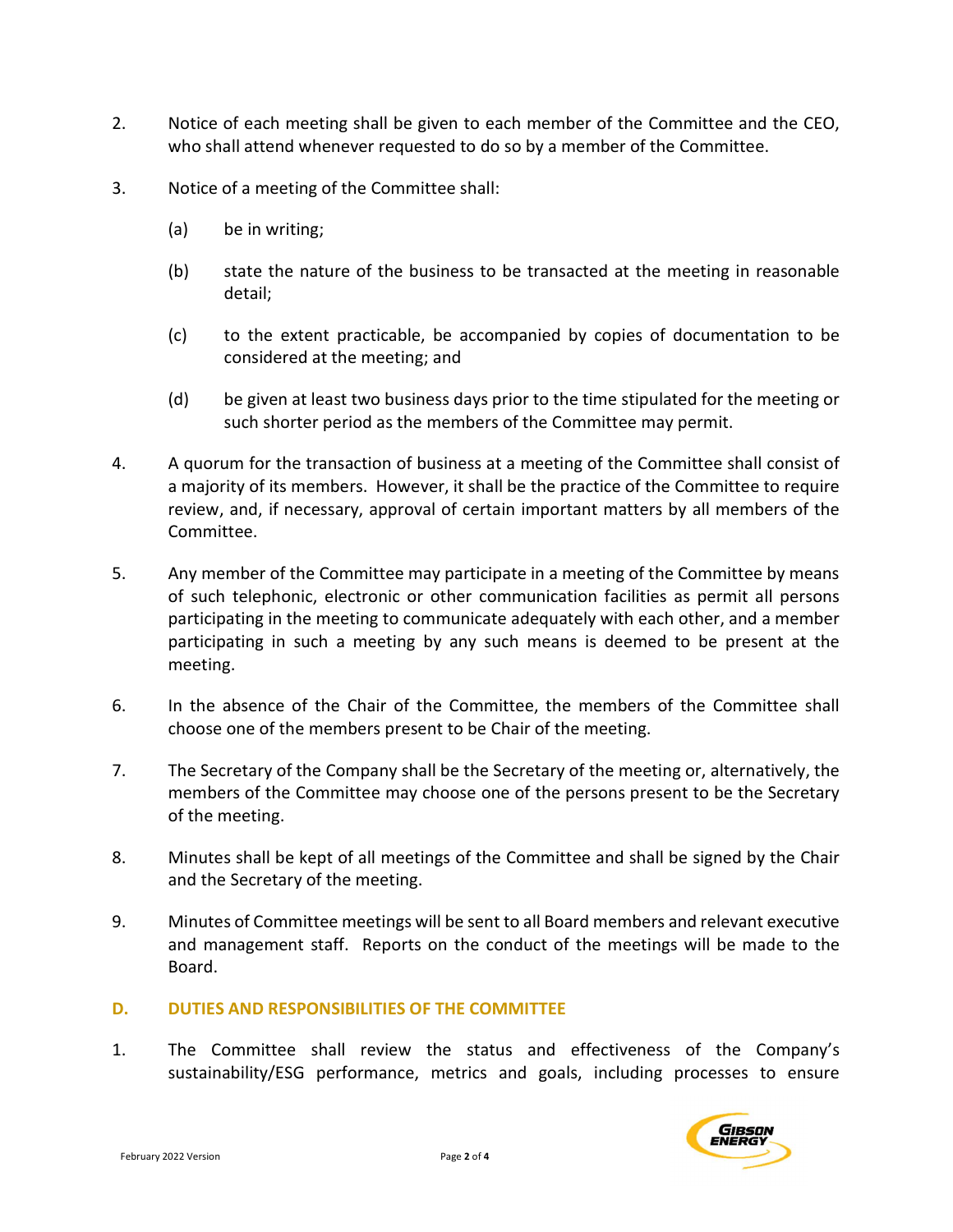2. Notice of each meeting shall be given to each member of the Committee and the CEO, who shall attend whenever requested to do so by a member of the Committee.

3. Notice of a meeting of the Committee shall:

   (a) be in writing;

   (b) state the nature of the business to be transacted at the meeting in reasonable detail;

   (c) to the extent practicable, be accompanied by copies of documentation to be considered at the meeting; and

   (d) be given at least two business days prior to the time stipulated for the meeting or such shorter period as the members of the Committee may permit.

4. A quorum for the transaction of business at a meeting of the Committee shall consist of a majority of its members. However, it shall be the practice of the Committee to require review, and, if necessary, approval of certain important matters by all members of the Committee.

5. Any member of the Committee may participate in a meeting of the Committee by means of such telephonic, electronic or other communication facilities as permit all persons participating in the meeting to communicate adequately with each other, and a member participating in such a meeting by any such means is deemed to be present at the meeting.

6. In the absence of the Chair of the Committee, the members of the Committee shall choose one of the members present to be Chair of the meeting.

7. The Secretary of the Company shall be the Secretary of the meeting or, alternatively, the members of the Committee may choose one of the persons present to be the Secretary of the meeting.

8. Minutes shall be kept of all meetings of the Committee and shall be signed by the Chair and the Secretary of the meeting.

9. Minutes of Committee meetings will be sent to all Board members and relevant executive and management staff. Reports on the conduct of the meetings will be made to the Board.

## D. DUTIES AND RESPONSIBILITIES OF THE COMMITTEE

1. The Committee shall review the status and effectiveness of the Company's sustainability/ESG performance, metrics and goals, including processes to ensure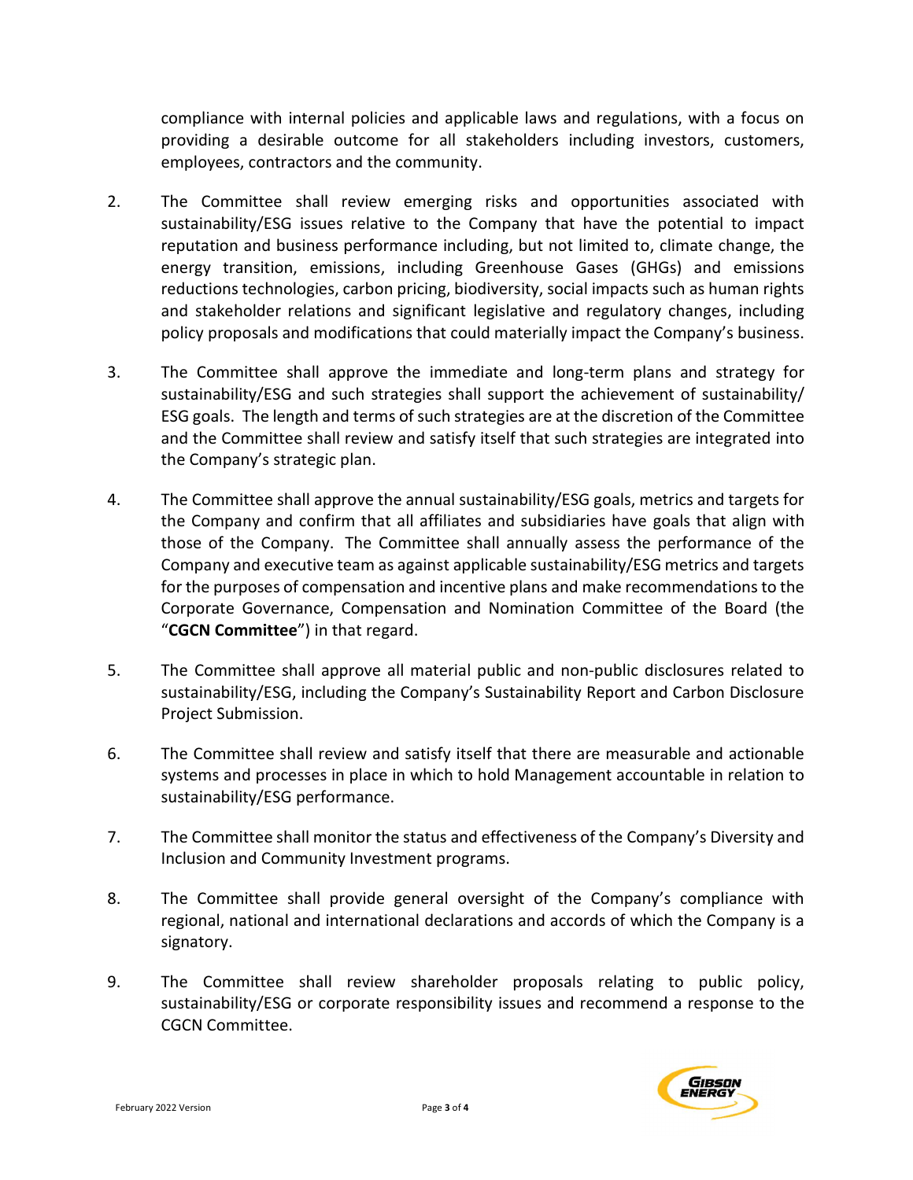compliance with internal policies and applicable laws and regulations, with a focus on providing a desirable outcome for all stakeholders including investors, customers, employees, contractors and the community.

2. The Committee shall review emerging risks and opportunities associated with sustainability/ESG issues relative to the Company that have the potential to impact reputation and business performance including, but not limited to, climate change, the energy transition, emissions, including Greenhouse Gases (GHGs) and emissions reductions technologies, carbon pricing, biodiversity, social impacts such as human rights and stakeholder relations and significant legislative and regulatory changes, including policy proposals and modifications that could materially impact the Company's business.

3. The Committee shall approve the immediate and long-term plans and strategy for sustainability/ESG and such strategies shall support the achievement of sustainability/ ESG goals. The length and terms of such strategies are at the discretion of the Committee and the Committee shall review and satisfy itself that such strategies are integrated into the Company's strategic plan.

4. The Committee shall approve the annual sustainability/ESG goals, metrics and targets for the Company and confirm that all affiliates and subsidiaries have goals that align with those of the Company. The Committee shall annually assess the performance of the Company and executive team as against applicable sustainability/ESG metrics and targets for the purposes of compensation and incentive plans and make recommendations to the Corporate Governance, Compensation and Nomination Committee of the Board (the "**CGCN Committee**") in that regard.

5. The Committee shall approve all material public and non-public disclosures related to sustainability/ESG, including the Company's Sustainability Report and Carbon Disclosure Project Submission.

6. The Committee shall review and satisfy itself that there are measurable and actionable systems and processes in place in which to hold Management accountable in relation to sustainability/ESG performance.

7. The Committee shall monitor the status and effectiveness of the Company's Diversity and Inclusion and Community Investment programs.

8. The Committee shall provide general oversight of the Company's compliance with regional, national and international declarations and accords of which the Company is a signatory.

9. The Committee shall review shareholder proposals relating to public policy, sustainability/ESG or corporate responsibility issues and recommend a response to the CGCN Committee.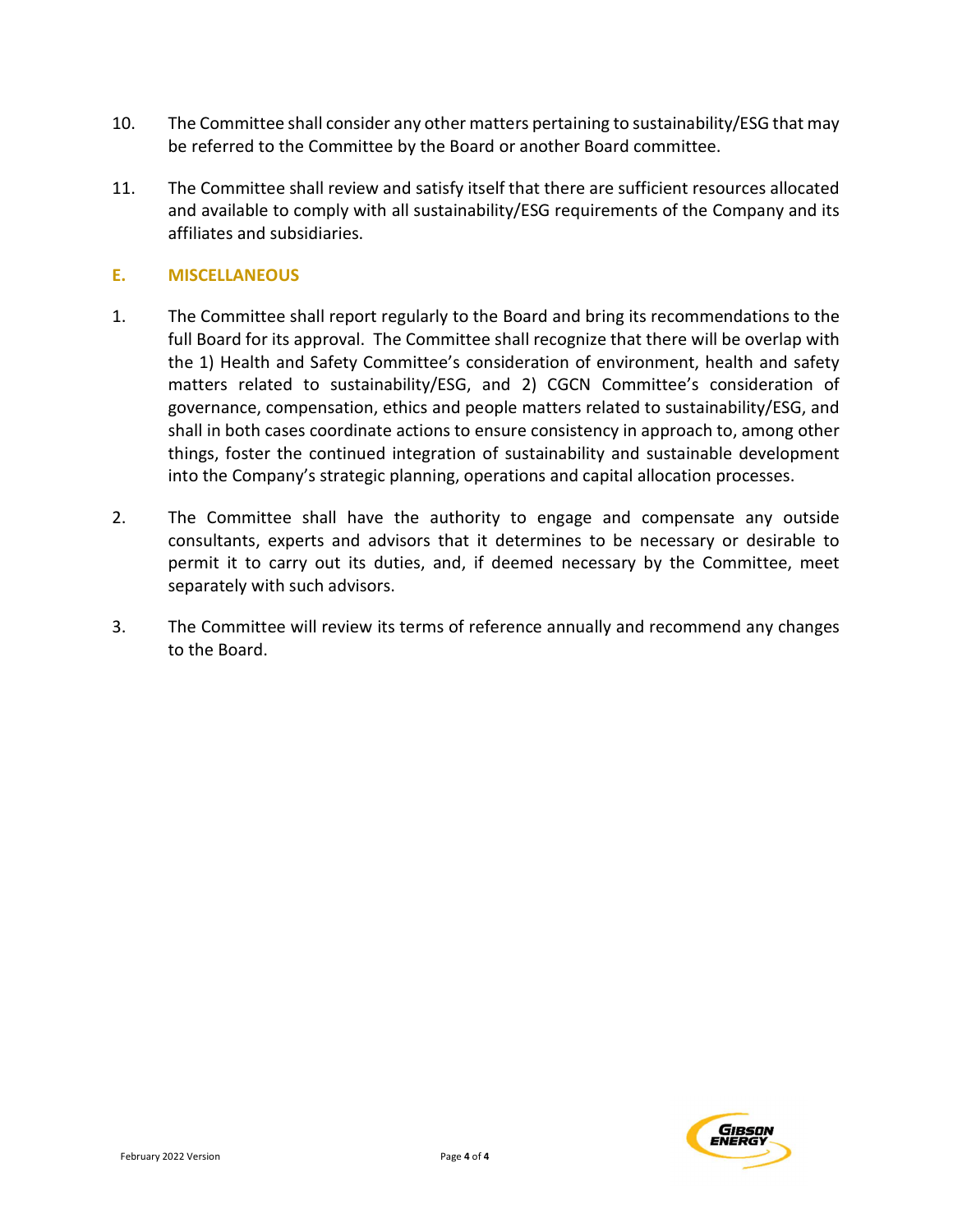10. The Committee shall consider any other matters pertaining to sustainability/ESG that may be referred to the Committee by the Board or another Board committee.

11. The Committee shall review and satisfy itself that there are sufficient resources allocated and available to comply with all sustainability/ESG requirements of the Company and its affiliates and subsidiaries.

## E. MISCELLANEOUS

1. The Committee shall report regularly to the Board and bring its recommendations to the full Board for its approval. The Committee shall recognize that there will be overlap with the 1) Health and Safety Committee's consideration of environment, health and safety matters related to sustainability/ESG, and 2) CGCN Committee's consideration of governance, compensation, ethics and people matters related to sustainability/ESG, and shall in both cases coordinate actions to ensure consistency in approach to, among other things, foster the continued integration of sustainability and sustainable development into the Company's strategic planning, operations and capital allocation processes.

2. The Committee shall have the authority to engage and compensate any outside consultants, experts and advisors that it determines to be necessary or desirable to permit it to carry out its duties, and, if deemed necessary by the Committee, meet separately with such advisors.

3. The Committee will review its terms of reference annually and recommend any changes to the Board.